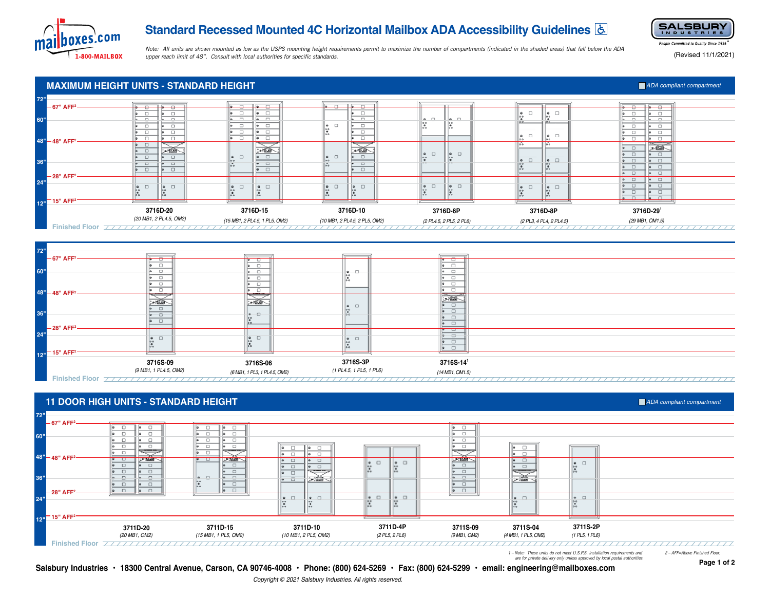# Standard Recessed Mounted 4C Horizontal Mailbox ADA Accessibility Guidelines

*Note: All units are shown mounted as low as the USPS mounting height requirements permit to maximize the number of compartments (indicated in the shaded areas) that fall below the ADA upper reach limit of 48". Consult with local authorities for specific standards.*

(Revised 11/1/2021)

## MAXIMUM HEIGHT UNITS - STANDARD HEIGHT

ADA compliant compartment

72" / 67" AFF[2] / 60" / 48" / 48" AFF[2] / 36" / 28" AFF[2] / 24" / 15" AFF[2] / 12"

**3716D-20** (20 MB1, 2 PL4.5, OM2)

**3716D-15** (15 MB1, 2 PL4.5, 1 PL5, OM2)

**3716D-10** (10 MB1, 2 PL4.5, 2 PL5, OM2)

**3716D-6P** (2 PL4.5, 2 PL5, 2 PL6)

**3716D-8P** (2 PL3, 4 PL4, 2 PL4.5)

**3716D-29**[1] (29 MB1, OM1.5)

Finished Floor

**3716S-09** (9 MB1, 1 PL4.5, OM2)

**3716S-06** (6 MB1, 1 PL3, 1 PL4.5, OM2)

**3716S-3P** (1 PL4.5, 1 PL5, 1 PL6)

**3716S-14**[1] (14 MB1, OM1.5)

Finished Floor

## 11 DOOR HIGH UNITS - STANDARD HEIGHT

ADA compliant compartment

**3711D-20** (20 MB1, OM2)

**3711D-15** (15 MB1, 1 PL5, OM2)

**3711D-10** (10 MB1, 2 PL5, OM2)

**3711D-4P** (2 PL5, 2 PL6)

**3711S-09** (9 MB1, OM2)

**3711S-04** (4 MB1, 1 PL5, OM2)

**3711S-2P** (1 PL5, 1 PL6)

Finished Floor

1 – Note: These units do not meet U.S.P.S. installation requirements and are for private delivery only unless approved by local postal authorities.

2 – AFF=Above Finished Floor.

**Salsbury Industries • 18300 Central Avenue, Carson, CA 90746-4008 • Phone: (800) 624-5269 • Fax: (800) 624-5299 • email: engineering@mailboxes.com**

*Copyright © 2021 Salsbury Industries. All rights reserved.*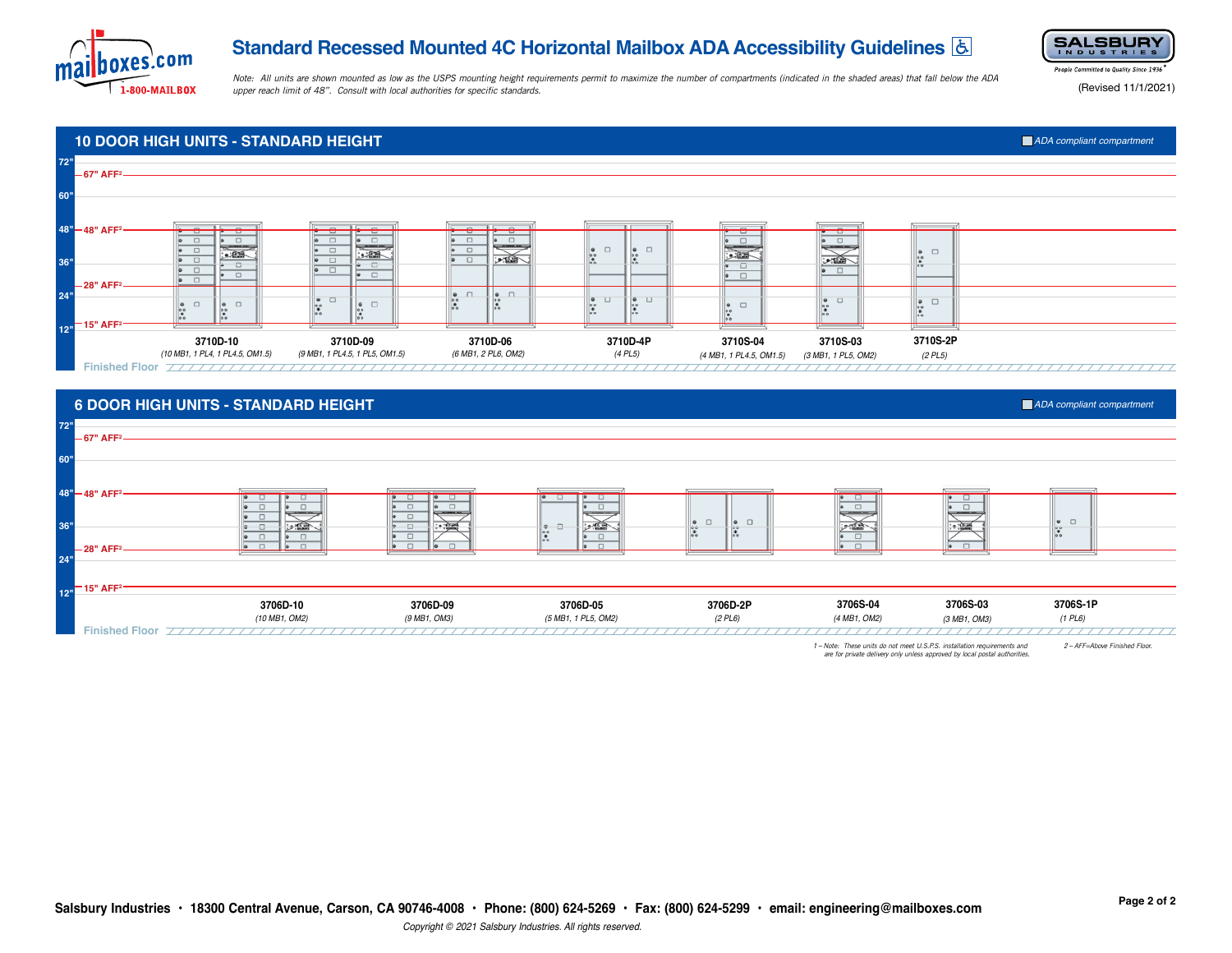# Standard Recessed Mounted 4C Horizontal Mailbox ADA Accessibility Guidelines

*Note: All units are shown mounted as low as the USPS mounting height requirements permit to maximize the number of compartments (indicated in the shaded areas) that fall below the ADA upper reach limit of 48". Consult with local authorities for specific standards.*

(Revised 11/1/2021)

## 10 DOOR HIGH UNITS - STANDARD HEIGHT

*ADA compliant compartment*

72"
67" AFF[2]
60"
48" — 48" AFF[2]
36"
28" AFF[2]
24"
15" AFF[2]
12"

**3710D-10** *(10 MB1, 1 PL4, 1 PL4.5, OM1.5)*
**3710D-09** *(9 MB1, 1 PL4.5, 1 PL5, OM1.5)*
**3710D-06** *(6 MB1, 2 PL6, OM2)*
**3710D-4P** *(4 PL5)*
**3710S-04** *(4 MB1, 1 PL4.5, OM1.5)*
**3710S-03** *(3 MB1, 1 PL5, OM2)*
**3710S-2P** *(2 PL5)*

Finished Floor

## 6 DOOR HIGH UNITS - STANDARD HEIGHT

*ADA compliant compartment*

72"
67" AFF[2]
60"
48" — 48" AFF[2]
36"
28" AFF[2]
24"
15" AFF[2]
12"

**3706D-10** *(10 MB1, OM2)*
**3706D-09** *(9 MB1, OM3)*
**3706D-05** *(5 MB1, 1 PL5, OM2)*
**3706D-2P** *(2 PL6)*
**3706S-04** *(4 MB1, OM2)*
**3706S-03** *(3 MB1, OM3)*
**3706S-1P** *(1 PL6)*

Finished Floor

*1 – Note: These units do not meet U.S.P.S. installation requirements and are for private delivery only unless approved by local postal authorities.*

*2 – AFF=Above Finished Floor.*

**Salsbury Industries • 18300 Central Avenue, Carson, CA 90746-4008 • Phone: (800) 624-5269 • Fax: (800) 624-5299 • email: engineering@mailboxes.com**

*Copyright © 2021 Salsbury Industries. All rights reserved.*